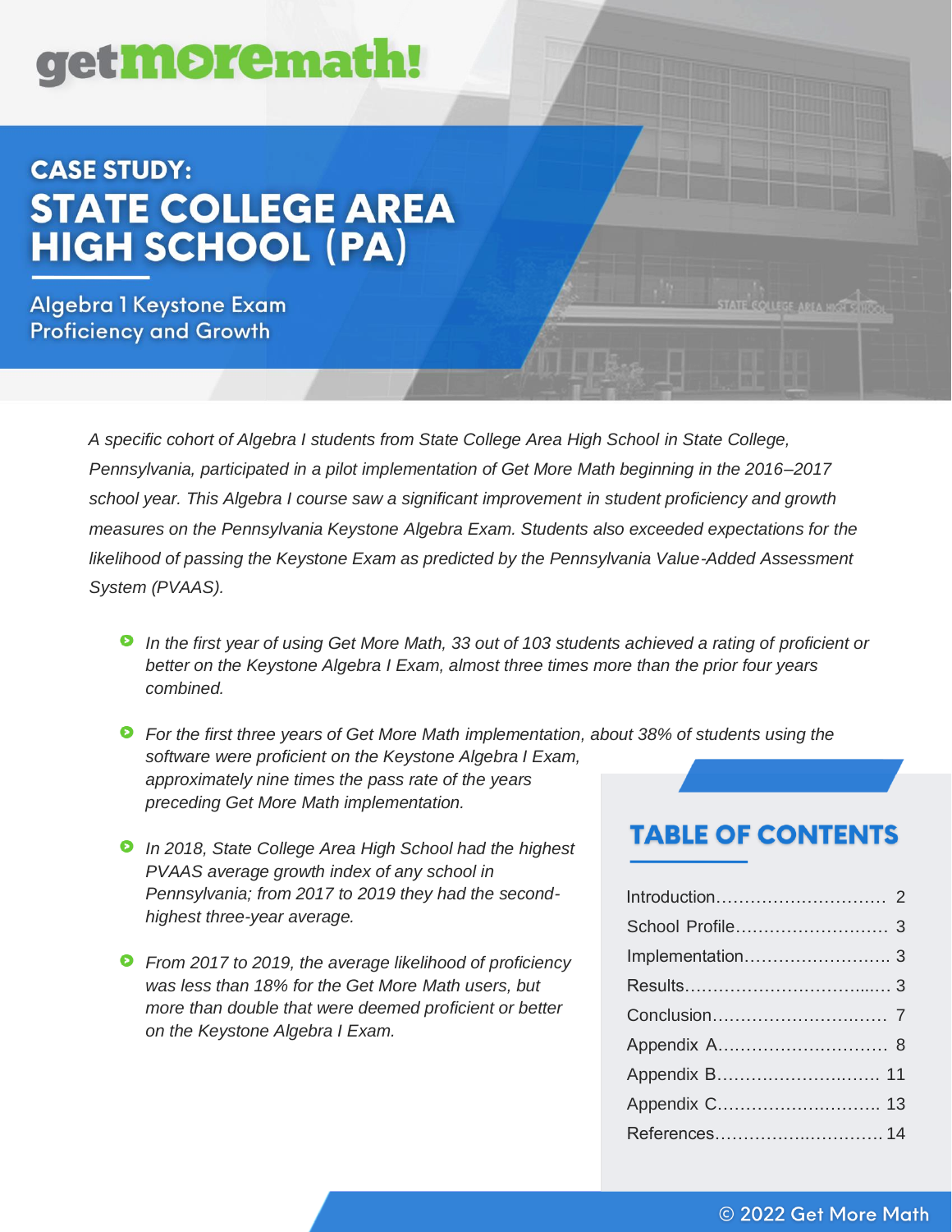getmoremath!

# CASE STUDY: STATE COLLEGE AREA HIGH SCHOOL (PA)

## Algebra 1 Keystone Exam Proficiency and Growth

*A specific cohort of Algebra I students from State College Area High School in State College, Pennsylvania, participated in a pilot implementation of Get More Math beginning in the 2016–2017 school year. This Algebra I course saw a significant improvement in student proficiency and growth measures on the Pennsylvania Keystone Algebra Exam. Students also exceeded expectations for the likelihood of passing the Keystone Exam as predicted by the Pennsylvania Value-Added Assessment System (PVAAS).*

- *In the first year of using Get More Math, 33 out of 103 students achieved a rating of proficient or better on the Keystone Algebra I Exam, almost three times more than the prior four years combined.*
- *For the first three years of Get More Math implementation, about 38% of students using the software were proficient on the Keystone Algebra I Exam, approximately nine times the pass rate of the years preceding Get More Math implementation.*
- *In 2018, State College Area High School had the highest PVAAS average growth index of any school in Pennsylvania; from 2017 to 2019 they had the second-highest three-year average.*
- *From 2017 to 2019, the average likelihood of proficiency was less than 18% for the Get More Math users, but more than double that were deemed proficient or better on the Keystone Algebra I Exam.*

## TABLE OF CONTENTS

| | |
|---|---|
| Introduction | 2 |
| School Profile | 3 |
| Implementation | 3 |
| Results | 3 |
| Conclusion | 7 |
| Appendix A | 8 |
| Appendix B | 11 |
| Appendix C | 13 |
| References | 14 |

© 2022 Get More Math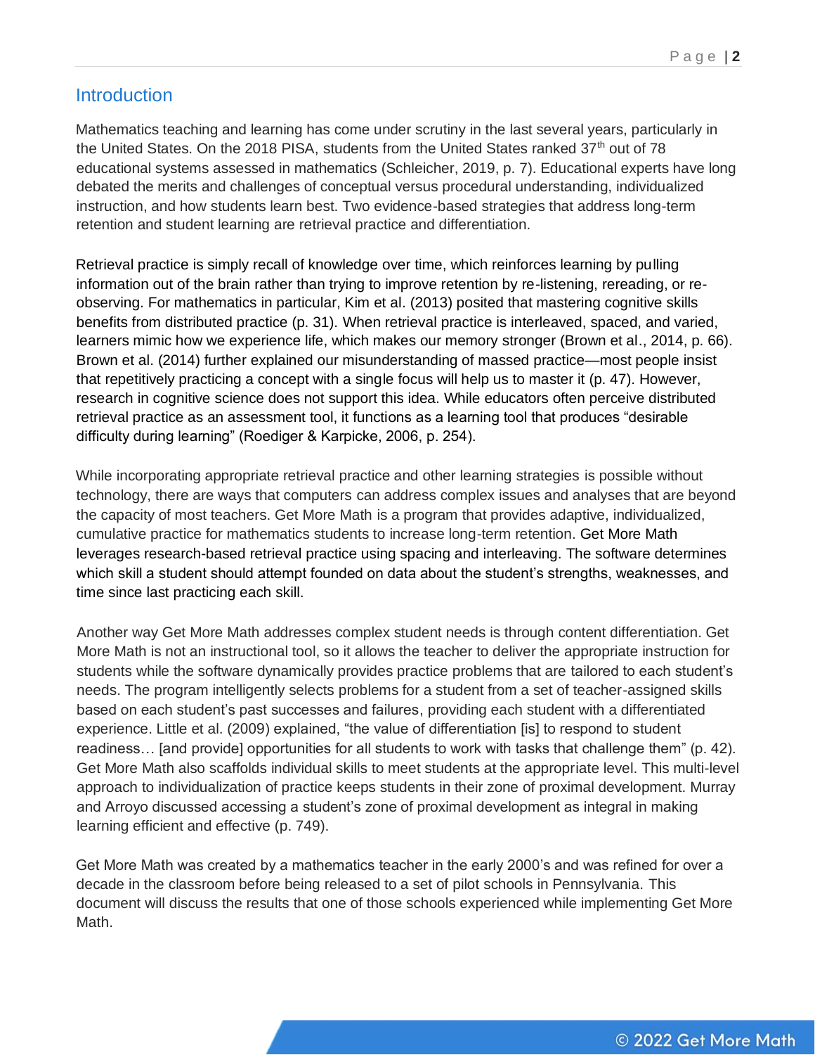## Introduction

Mathematics teaching and learning has come under scrutiny in the last several years, particularly in the United States. On the 2018 PISA, students from the United States ranked 37th out of 78 educational systems assessed in mathematics (Schleicher, 2019, p. 7). Educational experts have long debated the merits and challenges of conceptual versus procedural understanding, individualized instruction, and how students learn best. Two evidence-based strategies that address long-term retention and student learning are retrieval practice and differentiation.

Retrieval practice is simply recall of knowledge over time, which reinforces learning by pulling information out of the brain rather than trying to improve retention by re-listening, rereading, or re-observing. For mathematics in particular, Kim et al. (2013) posited that mastering cognitive skills benefits from distributed practice (p. 31). When retrieval practice is interleaved, spaced, and varied, learners mimic how we experience life, which makes our memory stronger (Brown et al., 2014, p. 66). Brown et al. (2014) further explained our misunderstanding of massed practice—most people insist that repetitively practicing a concept with a single focus will help us to master it (p. 47). However, research in cognitive science does not support this idea. While educators often perceive distributed retrieval practice as an assessment tool, it functions as a learning tool that produces "desirable difficulty during learning" (Roediger & Karpicke, 2006, p. 254).

While incorporating appropriate retrieval practice and other learning strategies is possible without technology, there are ways that computers can address complex issues and analyses that are beyond the capacity of most teachers. Get More Math is a program that provides adaptive, individualized, cumulative practice for mathematics students to increase long-term retention. Get More Math leverages research-based retrieval practice using spacing and interleaving. The software determines which skill a student should attempt founded on data about the student's strengths, weaknesses, and time since last practicing each skill.

Another way Get More Math addresses complex student needs is through content differentiation. Get More Math is not an instructional tool, so it allows the teacher to deliver the appropriate instruction for students while the software dynamically provides practice problems that are tailored to each student's needs. The program intelligently selects problems for a student from a set of teacher-assigned skills based on each student's past successes and failures, providing each student with a differentiated experience. Little et al. (2009) explained, "the value of differentiation [is] to respond to student readiness… [and provide] opportunities for all students to work with tasks that challenge them" (p. 42). Get More Math also scaffolds individual skills to meet students at the appropriate level. This multi-level approach to individualization of practice keeps students in their zone of proximal development. Murray and Arroyo discussed accessing a student's zone of proximal development as integral in making learning efficient and effective (p. 749).

Get More Math was created by a mathematics teacher in the early 2000's and was refined for over a decade in the classroom before being released to a set of pilot schools in Pennsylvania. This document will discuss the results that one of those schools experienced while implementing Get More Math.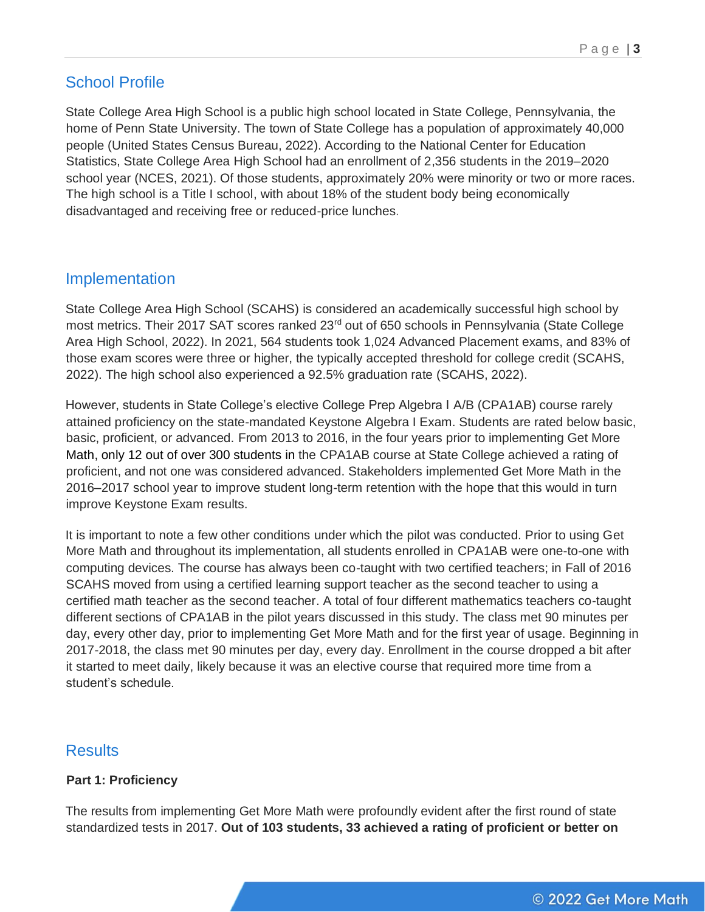## School Profile

State College Area High School is a public high school located in State College, Pennsylvania, the home of Penn State University. The town of State College has a population of approximately 40,000 people (United States Census Bureau, 2022). According to the National Center for Education Statistics, State College Area High School had an enrollment of 2,356 students in the 2019–2020 school year (NCES, 2021). Of those students, approximately 20% were minority or two or more races. The high school is a Title I school, with about 18% of the student body being economically disadvantaged and receiving free or reduced-price lunches.

## Implementation

State College Area High School (SCAHS) is considered an academically successful high school by most metrics. Their 2017 SAT scores ranked 23rd out of 650 schools in Pennsylvania (State College Area High School, 2022). In 2021, 564 students took 1,024 Advanced Placement exams, and 83% of those exam scores were three or higher, the typically accepted threshold for college credit (SCAHS, 2022). The high school also experienced a 92.5% graduation rate (SCAHS, 2022).

However, students in State College's elective College Prep Algebra I A/B (CPA1AB) course rarely attained proficiency on the state-mandated Keystone Algebra I Exam. Students are rated below basic, basic, proficient, or advanced. From 2013 to 2016, in the four years prior to implementing Get More Math, only 12 out of over 300 students in the CPA1AB course at State College achieved a rating of proficient, and not one was considered advanced. Stakeholders implemented Get More Math in the 2016–2017 school year to improve student long-term retention with the hope that this would in turn improve Keystone Exam results.

It is important to note a few other conditions under which the pilot was conducted. Prior to using Get More Math and throughout its implementation, all students enrolled in CPA1AB were one-to-one with computing devices. The course has always been co-taught with two certified teachers; in Fall of 2016 SCAHS moved from using a certified learning support teacher as the second teacher to using a certified math teacher as the second teacher. A total of four different mathematics teachers co-taught different sections of CPA1AB in the pilot years discussed in this study. The class met 90 minutes per day, every other day, prior to implementing Get More Math and for the first year of usage. Beginning in 2017-2018, the class met 90 minutes per day, every day. Enrollment in the course dropped a bit after it started to meet daily, likely because it was an elective course that required more time from a student's schedule.

## Results

**Part 1: Proficiency**

The results from implementing Get More Math were profoundly evident after the first round of state standardized tests in 2017. **Out of 103 students, 33 achieved a rating of proficient or better on**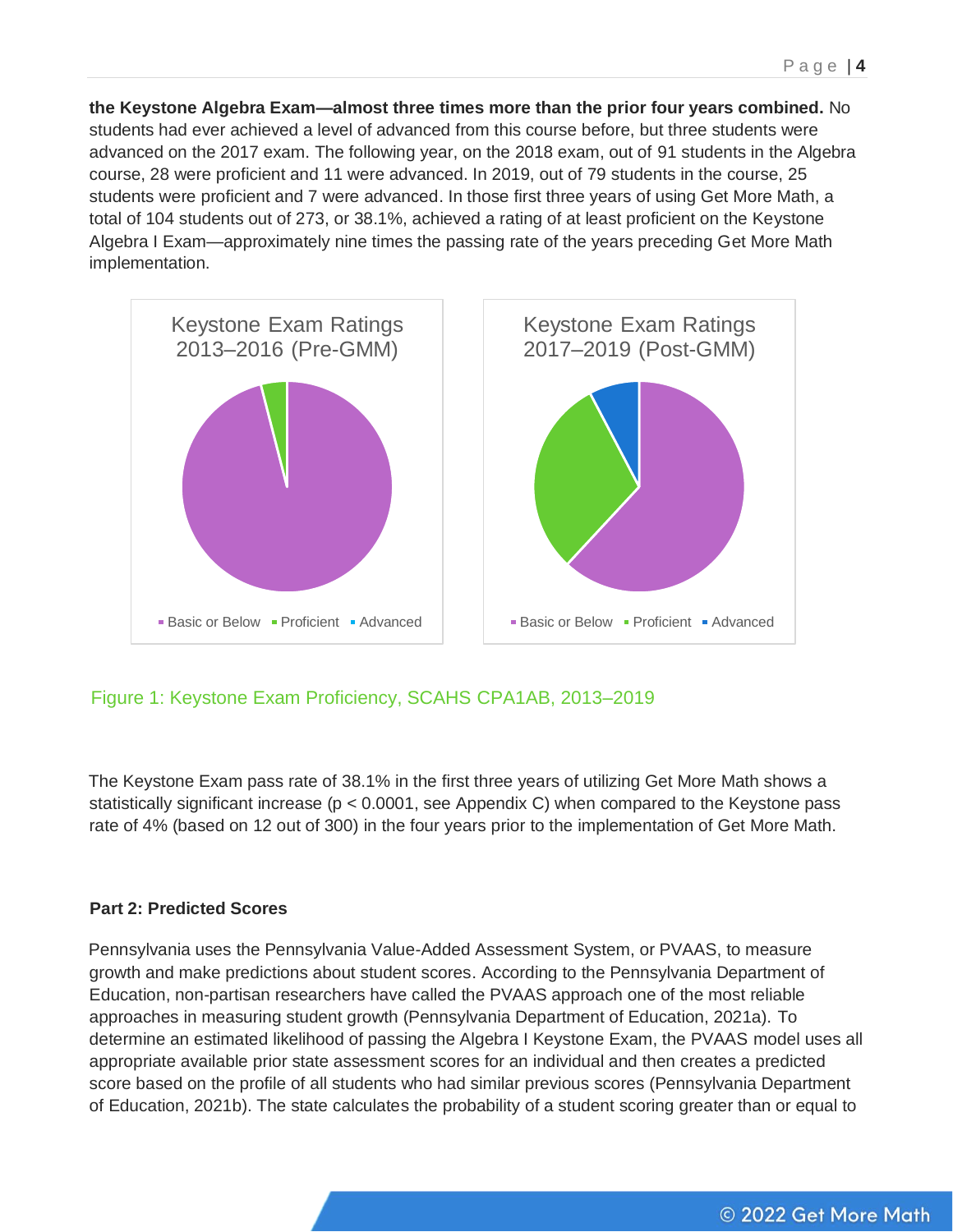**the Keystone Algebra Exam—almost three times more than the prior four years combined.** No students had ever achieved a level of advanced from this course before, but three students were advanced on the 2017 exam. The following year, on the 2018 exam, out of 91 students in the Algebra course, 28 were proficient and 11 were advanced. In 2019, out of 79 students in the course, 25 students were proficient and 7 were advanced. In those first three years of using Get More Math, a total of 104 students out of 273, or 38.1%, achieved a rating of at least proficient on the Keystone Algebra I Exam—approximately nine times the passing rate of the years preceding Get More Math implementation.

Keystone Exam Ratings 2013–2016 (Pre-GMM)

Basic or Below
Proficient
Advanced

Keystone Exam Ratings 2017–2019 (Post-GMM)

Basic or Below
Proficient
Advanced

Figure 1: Keystone Exam Proficiency, SCAHS CPA1AB, 2013–2019

The Keystone Exam pass rate of 38.1% in the first three years of utilizing Get More Math shows a statistically significant increase ($p < 0.0001$, see Appendix C) when compared to the Keystone pass rate of 4% (based on 12 out of 300) in the four years prior to the implementation of Get More Math.

**Part 2: Predicted Scores**

Pennsylvania uses the Pennsylvania Value-Added Assessment System, or PVAAS, to measure growth and make predictions about student scores. According to the Pennsylvania Department of Education, non-partisan researchers have called the PVAAS approach one of the most reliable approaches in measuring student growth (Pennsylvania Department of Education, 2021a). To determine an estimated likelihood of passing the Algebra I Keystone Exam, the PVAAS model uses all appropriate available prior state assessment scores for an individual and then creates a predicted score based on the profile of all students who had similar previous scores (Pennsylvania Department of Education, 2021b). The state calculates the probability of a student scoring greater than or equal to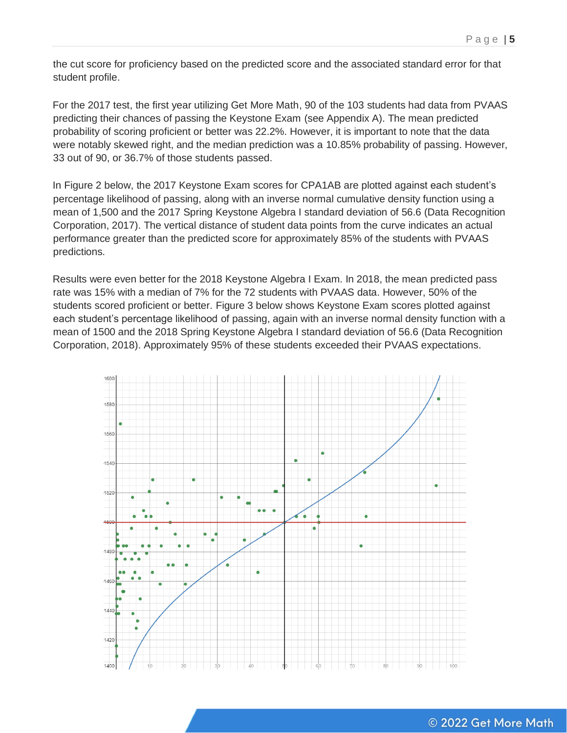the cut score for proficiency based on the predicted score and the associated standard error for that student profile.

For the 2017 test, the first year utilizing Get More Math, 90 of the 103 students had data from PVAAS predicting their chances of passing the Keystone Exam (see Appendix A). The mean predicted probability of scoring proficient or better was 22.2%. However, it is important to note that the data were notably skewed right, and the median prediction was a 10.85% probability of passing. However, 33 out of 90, or 36.7% of those students passed.

In Figure 2 below, the 2017 Keystone Exam scores for CPA1AB are plotted against each student's percentage likelihood of passing, along with an inverse normal cumulative density function using a mean of 1,500 and the 2017 Spring Keystone Algebra I standard deviation of 56.6 (Data Recognition Corporation, 2017). The vertical distance of student data points from the curve indicates an actual performance greater than the predicted score for approximately 85% of the students with PVAAS predictions.

Results were even better for the 2018 Keystone Algebra I Exam. In 2018, the mean predicted pass rate was 15% with a median of 7% for the 72 students with PVAAS data. However, 50% of the students scored proficient or better. Figure 3 below shows Keystone Exam scores plotted against each student's percentage likelihood of passing, again with an inverse normal density function with a mean of 1500 and the 2018 Spring Keystone Algebra I standard deviation of 56.6 (Data Recognition Corporation, 2018). Approximately 95% of these students exceeded their PVAAS expectations.

1600
1580
1560
1540
1520
1500
1480
1460
1440
1420
1400

10
20
30
40
50
60
70
80
90
100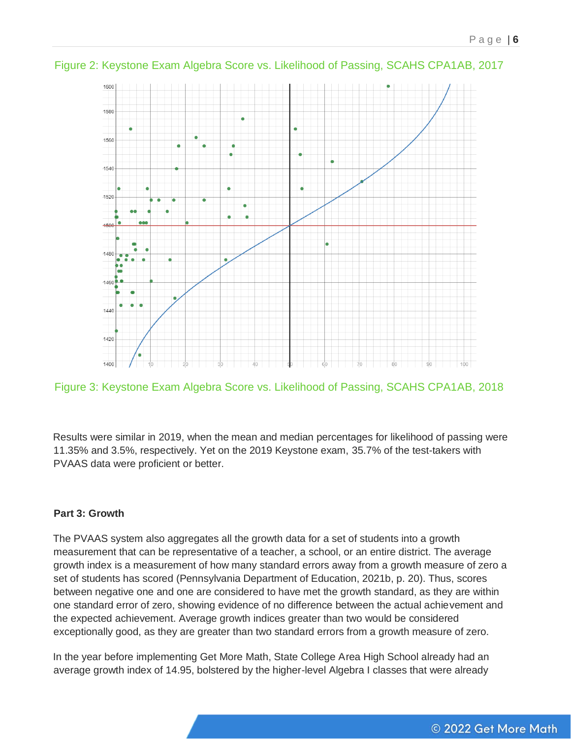Figure 2: Keystone Exam Algebra Score vs. Likelihood of Passing, SCAHS CPA1AB, 2017

1600
1580
1560
1540
1520
1500
1480
1460
1440
1420
1400
10
20
30
40
50
60
70
80
90
100

Figure 3: Keystone Exam Algebra Score vs. Likelihood of Passing, SCAHS CPA1AB, 2018

Results were similar in 2019, when the mean and median percentages for likelihood of passing were 11.35% and 3.5%, respectively. Yet on the 2019 Keystone exam, 35.7% of the test-takers with PVAAS data were proficient or better.

**Part 3: Growth**

The PVAAS system also aggregates all the growth data for a set of students into a growth measurement that can be representative of a teacher, a school, or an entire district. The average growth index is a measurement of how many standard errors away from a growth measure of zero a set of students has scored (Pennsylvania Department of Education, 2021b, p. 20). Thus, scores between negative one and one are considered to have met the growth standard, as they are within one standard error of zero, showing evidence of no difference between the actual achievement and the expected achievement. Average growth indices greater than two would be considered exceptionally good, as they are greater than two standard errors from a growth measure of zero.

In the year before implementing Get More Math, State College Area High School already had an average growth index of 14.95, bolstered by the higher-level Algebra I classes that were already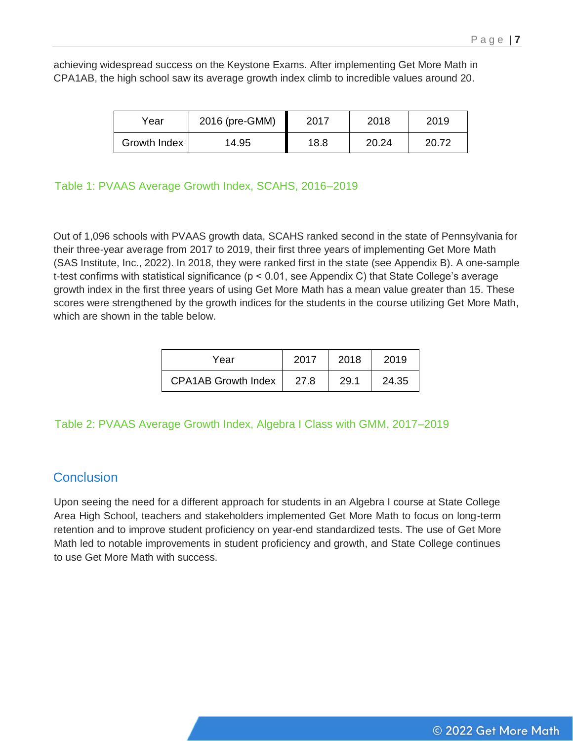achieving widespread success on the Keystone Exams. After implementing Get More Math in CPA1AB, the high school saw its average growth index climb to incredible values around 20.

| Year | 2016 (pre-GMM) | 2017 | 2018 | 2019 |
|---|---|---|---|---|
| Growth Index | 14.95 | 18.8 | 20.24 | 20.72 |

Table 1: PVAAS Average Growth Index, SCAHS, 2016–2019

Out of 1,096 schools with PVAAS growth data, SCAHS ranked second in the state of Pennsylvania for their three-year average from 2017 to 2019, their first three years of implementing Get More Math (SAS Institute, Inc., 2022). In 2018, they were ranked first in the state (see Appendix B). A one-sample t-test confirms with statistical significance ($p < 0.01$, see Appendix C) that State College's average growth index in the first three years of using Get More Math has a mean value greater than 15. These scores were strengthened by the growth indices for the students in the course utilizing Get More Math, which are shown in the table below.

| Year | 2017 | 2018 | 2019 |
|---|---|---|---|
| CPA1AB Growth Index | 27.8 | 29.1 | 24.35 |

Table 2: PVAAS Average Growth Index, Algebra I Class with GMM, 2017–2019

## Conclusion

Upon seeing the need for a different approach for students in an Algebra I course at State College Area High School, teachers and stakeholders implemented Get More Math to focus on long-term retention and to improve student proficiency on year-end standardized tests. The use of Get More Math led to notable improvements in student proficiency and growth, and State College continues to use Get More Math with success.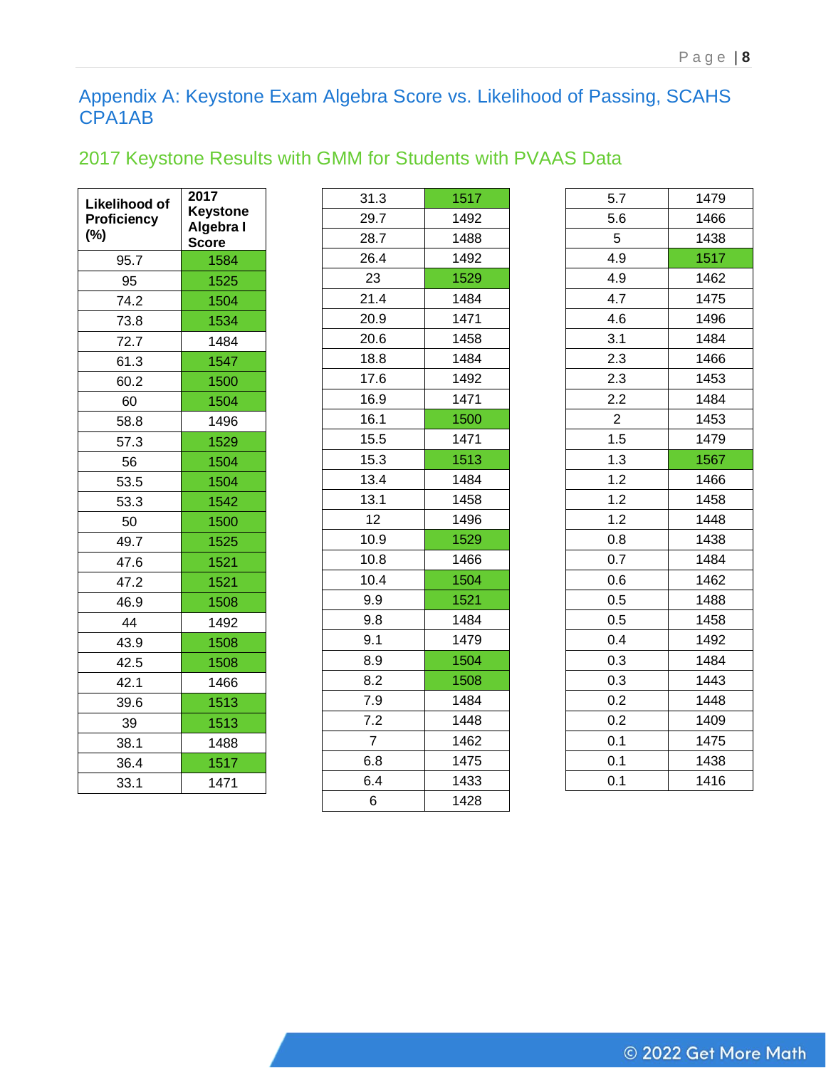## Appendix A: Keystone Exam Algebra Score vs. Likelihood of Passing, SCAHS CPA1AB

### 2017 Keystone Results with GMM for Students with PVAAS Data

| Likelihood of Proficiency (%) | 2017 Keystone Algebra I Score |
|---|---|
| 95.7 | 1584 |
| 95 | 1525 |
| 74.2 | 1504 |
| 73.8 | 1534 |
| 72.7 | 1484 |
| 61.3 | 1547 |
| 60.2 | 1500 |
| 60 | 1504 |
| 58.8 | 1496 |
| 57.3 | 1529 |
| 56 | 1504 |
| 53.5 | 1504 |
| 53.3 | 1542 |
| 50 | 1500 |
| 49.7 | 1525 |
| 47.6 | 1521 |
| 47.2 | 1521 |
| 46.9 | 1508 |
| 44 | 1492 |
| 43.9 | 1508 |
| 42.5 | 1508 |
| 42.1 | 1466 |
| 39.6 | 1513 |
| 39 | 1513 |
| 38.1 | 1488 |
| 36.4 | 1517 |
| 33.1 | 1471 |
| 31.3 | 1517 |
| 29.7 | 1492 |
| 28.7 | 1488 |
| 26.4 | 1492 |
| 23 | 1529 |
| 21.4 | 1484 |
| 20.9 | 1471 |
| 20.6 | 1458 |
| 18.8 | 1484 |
| 17.6 | 1492 |
| 16.9 | 1471 |
| 16.1 | 1500 |
| 15.5 | 1471 |
| 15.3 | 1513 |
| 13.4 | 1484 |
| 13.1 | 1458 |
| 12 | 1496 |
| 10.9 | 1529 |
| 10.8 | 1466 |
| 10.4 | 1504 |
| 9.9 | 1521 |
| 9.8 | 1484 |
| 9.1 | 1479 |
| 8.9 | 1504 |
| 8.2 | 1508 |
| 7.9 | 1484 |
| 7.2 | 1448 |
| 7 | 1462 |
| 6.8 | 1475 |
| 6.4 | 1433 |
| 6 | 1428 |
| 5.7 | 1479 |
| 5.6 | 1466 |
| 5 | 1438 |
| 4.9 | 1517 |
| 4.9 | 1462 |
| 4.7 | 1475 |
| 4.6 | 1496 |
| 3.1 | 1484 |
| 2.3 | 1466 |
| 2.3 | 1453 |
| 2.2 | 1484 |
| 2 | 1453 |
| 1.5 | 1479 |
| 1.3 | 1567 |
| 1.2 | 1466 |
| 1.2 | 1458 |
| 1.2 | 1448 |
| 0.8 | 1438 |
| 0.7 | 1484 |
| 0.6 | 1462 |
| 0.5 | 1488 |
| 0.5 | 1458 |
| 0.4 | 1492 |
| 0.3 | 1484 |
| 0.3 | 1443 |
| 0.2 | 1448 |
| 0.2 | 1409 |
| 0.1 | 1475 |
| 0.1 | 1438 |
| 0.1 | 1416 |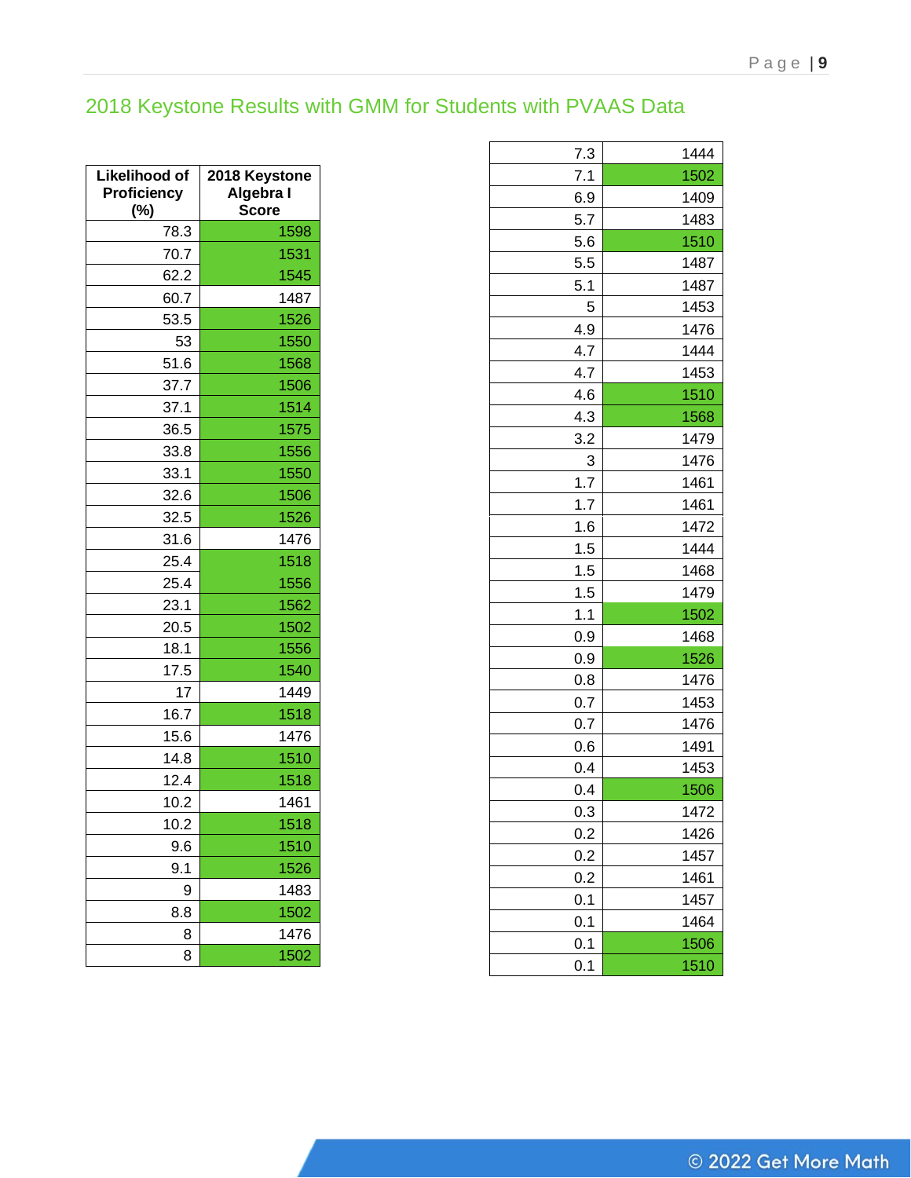## 2018 Keystone Results with GMM for Students with PVAAS Data

| Likelihood of Proficiency (%) | 2018 Keystone Algebra I Score |
|---|---|
| 78.3 | 1598 |
| 70.7 | 1531 |
| 62.2 | 1545 |
| 60.7 | 1487 |
| 53.5 | 1526 |
| 53 | 1550 |
| 51.6 | 1568 |
| 37.7 | 1506 |
| 37.1 | 1514 |
| 36.5 | 1575 |
| 33.8 | 1556 |
| 33.1 | 1550 |
| 32.6 | 1506 |
| 32.5 | 1526 |
| 31.6 | 1476 |
| 25.4 | 1518 |
| 25.4 | 1556 |
| 23.1 | 1562 |
| 20.5 | 1502 |
| 18.1 | 1556 |
| 17.5 | 1540 |
| 17 | 1449 |
| 16.7 | 1518 |
| 15.6 | 1476 |
| 14.8 | 1510 |
| 12.4 | 1518 |
| 10.2 | 1461 |
| 10.2 | 1518 |
| 9.6 | 1510 |
| 9.1 | 1526 |
| 9 | 1483 |
| 8.8 | 1502 |
| 8 | 1476 |
| 8 | 1502 |
| 7.3 | 1444 |
| 7.1 | 1502 |
| 6.9 | 1409 |
| 5.7 | 1483 |
| 5.6 | 1510 |
| 5.5 | 1487 |
| 5.1 | 1487 |
| 5 | 1453 |
| 4.9 | 1476 |
| 4.7 | 1444 |
| 4.7 | 1453 |
| 4.6 | 1510 |
| 4.3 | 1568 |
| 3.2 | 1479 |
| 3 | 1476 |
| 1.7 | 1461 |
| 1.7 | 1461 |
| 1.6 | 1472 |
| 1.5 | 1444 |
| 1.5 | 1468 |
| 1.5 | 1479 |
| 1.1 | 1502 |
| 0.9 | 1468 |
| 0.9 | 1526 |
| 0.8 | 1476 |
| 0.7 | 1453 |
| 0.7 | 1476 |
| 0.6 | 1491 |
| 0.4 | 1453 |
| 0.4 | 1506 |
| 0.3 | 1472 |
| 0.2 | 1426 |
| 0.2 | 1457 |
| 0.2 | 1461 |
| 0.1 | 1457 |
| 0.1 | 1464 |
| 0.1 | 1506 |
| 0.1 | 1510 |

© 2022 Get More Math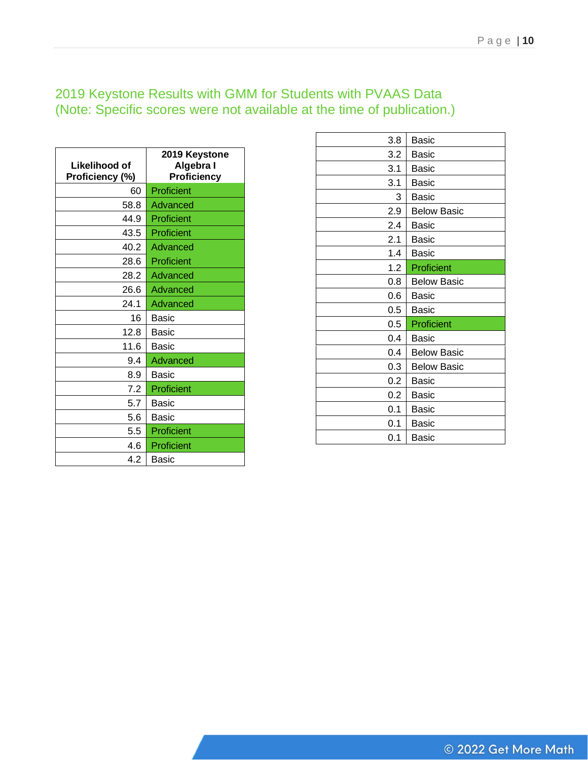## 2019 Keystone Results with GMM for Students with PVAAS Data
## (Note: Specific scores were not available at the time of publication.)

| Likelihood of Proficiency (%) | 2019 Keystone Algebra I Proficiency |
|---|---|
| 60 | Proficient |
| 58.8 | Advanced |
| 44.9 | Proficient |
| 43.5 | Proficient |
| 40.2 | Advanced |
| 28.6 | Proficient |
| 28.2 | Advanced |
| 26.6 | Advanced |
| 24.1 | Advanced |
| 16 | Basic |
| 12.8 | Basic |
| 11.6 | Basic |
| 9.4 | Advanced |
| 8.9 | Basic |
| 7.2 | Proficient |
| 5.7 | Basic |
| 5.6 | Basic |
| 5.5 | Proficient |
| 4.6 | Proficient |
| 4.2 | Basic |
| 3.8 | Basic |
| 3.2 | Basic |
| 3.1 | Basic |
| 3.1 | Basic |
| 3 | Basic |
| 2.9 | Below Basic |
| 2.4 | Basic |
| 2.1 | Basic |
| 1.4 | Basic |
| 1.2 | Proficient |
| 0.8 | Below Basic |
| 0.6 | Basic |
| 0.5 | Basic |
| 0.5 | Proficient |
| 0.4 | Basic |
| 0.4 | Below Basic |
| 0.3 | Below Basic |
| 0.2 | Basic |
| 0.2 | Basic |
| 0.1 | Basic |
| 0.1 | Basic |
| 0.1 | Basic |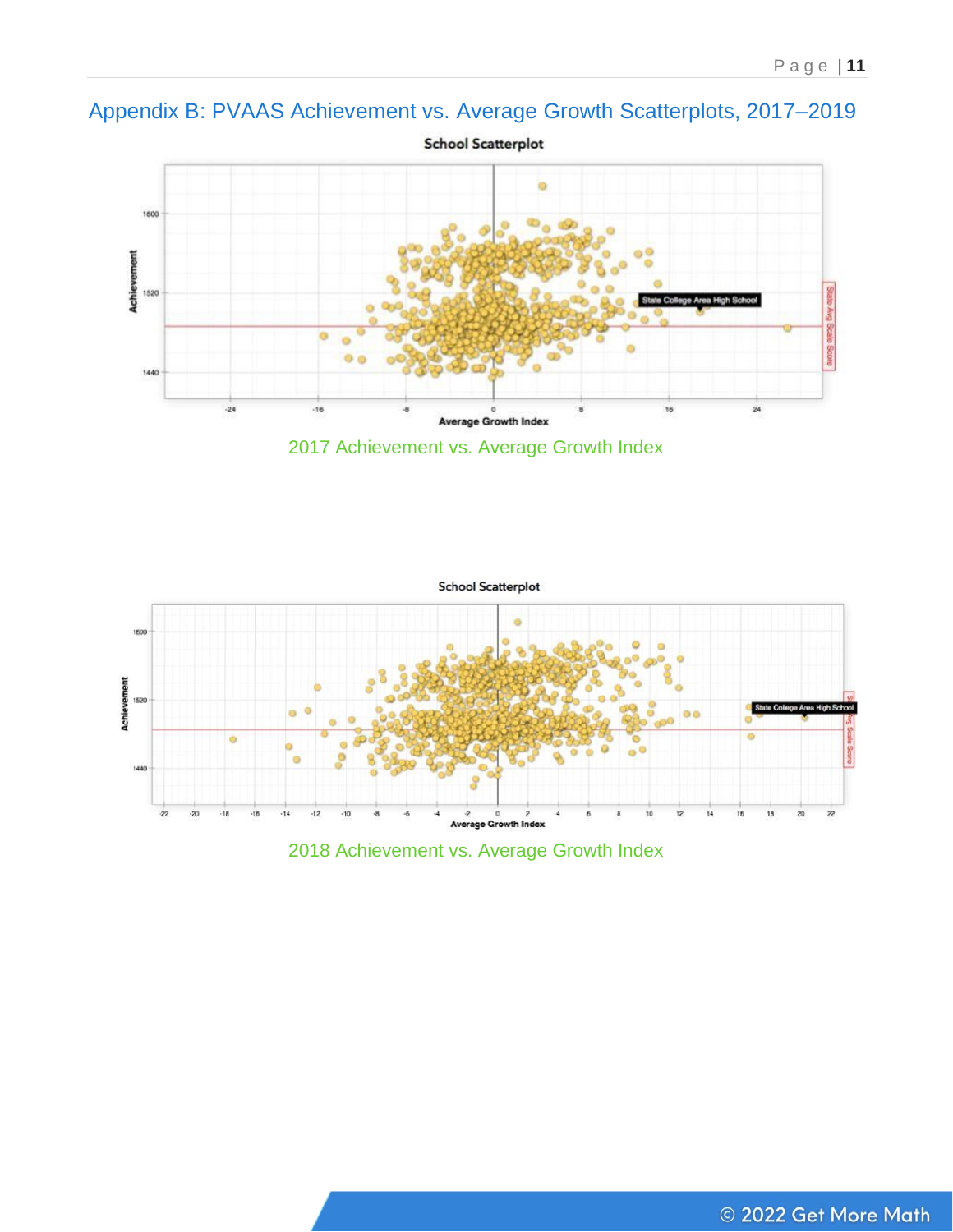## Appendix B: PVAAS Achievement vs. Average Growth Scatterplots, 2017–2019

School Scatterplot

Achievement

1600

1520

1440

-24 -16 -8 0 8 16 24

Average Growth Index

State College Area High School

State Avg Scale Score

2017 Achievement vs. Average Growth Index

School Scatterplot

Achievement

1600

1520

1440

-22 -20 -18 -16 -14 -12 -10 -8 -6 -4 -2 0 2 4 6 8 10 12 14 16 18 20 22

Average Growth Index

State College Area High School

State Avg Scale Score

2018 Achievement vs. Average Growth Index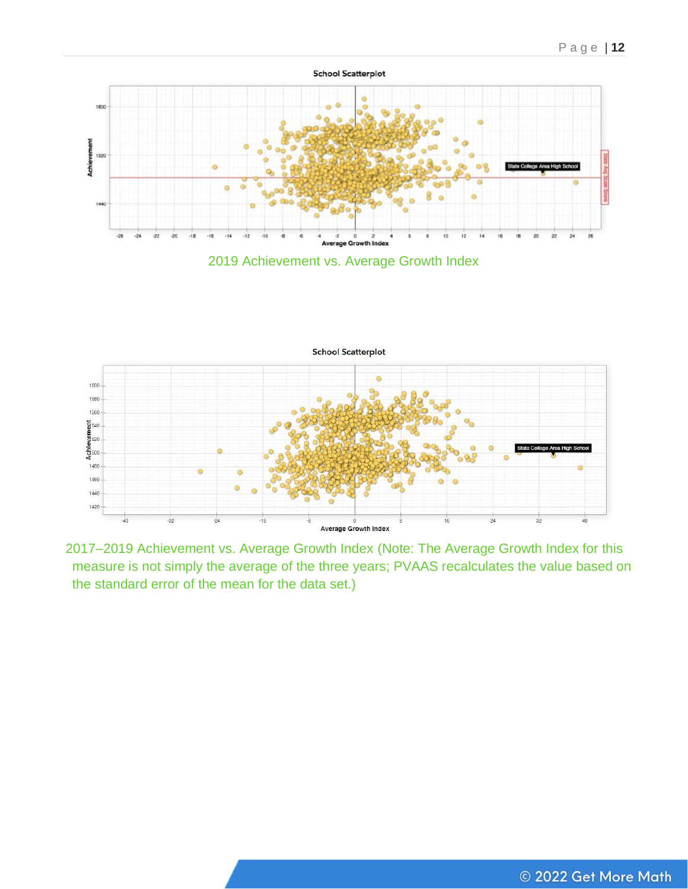2019 Achievement vs. Average Growth Index

2017–2019 Achievement vs. Average Growth Index (Note: The Average Growth Index for this measure is not simply the average of the three years; PVAAS recalculates the value based on the standard error of the mean for the data set.)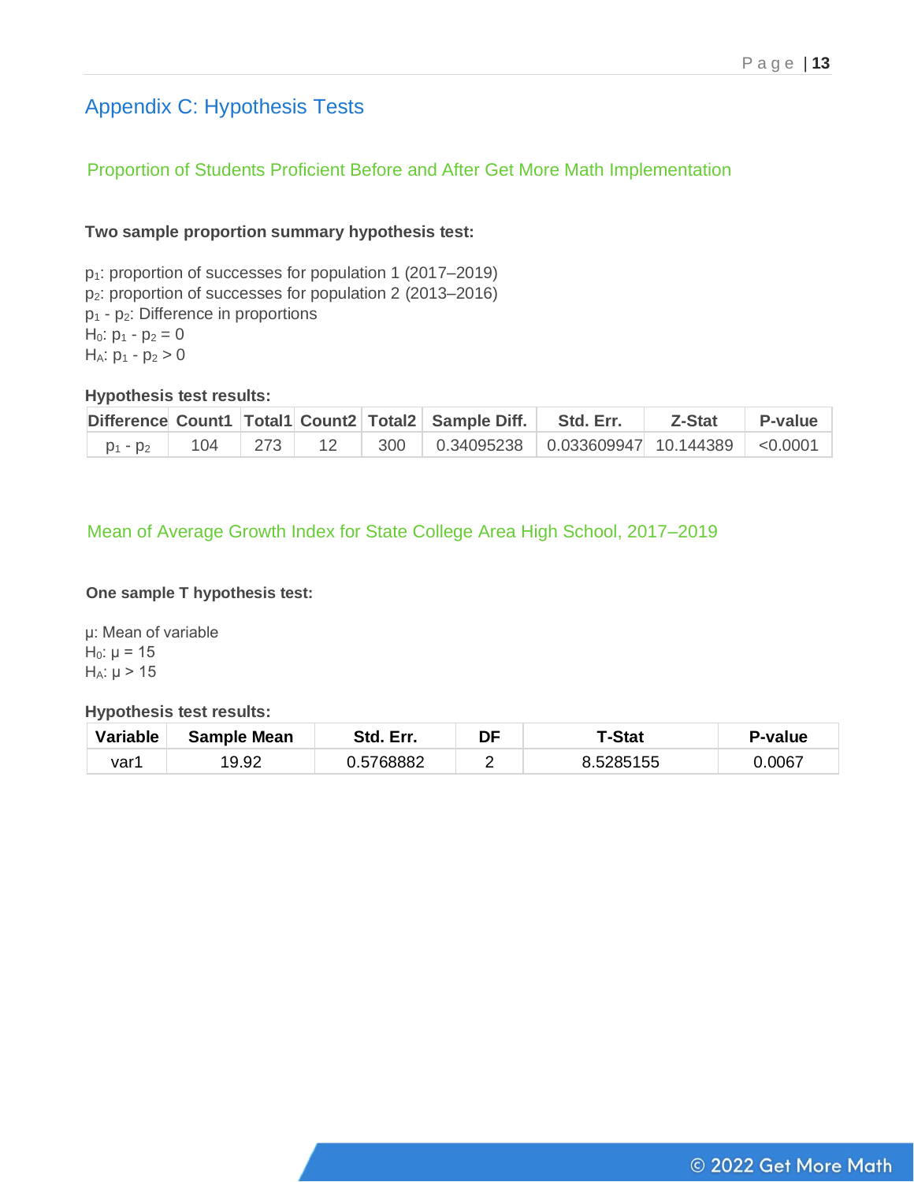# Appendix C: Hypothesis Tests

## Proportion of Students Proficient Before and After Get More Math Implementation

**Two sample proportion summary hypothesis test:**

$p_1$: proportion of successes for population 1 (2017–2019)
$p_2$: proportion of successes for population 2 (2013–2016)
$p_1 - p_2$: Difference in proportions
$H_0$: $p_1 - p_2 = 0$
$H_A$: $p_1 - p_2 > 0$

**Hypothesis test results:**

| Difference | Count1 | Total1 | Count2 | Total2 | Sample Diff. | Std. Err. | Z-Stat | P-value |
|---|---|---|---|---|---|---|---|---|
| $p_1 - p_2$ | 104 | 273 | 12 | 300 | 0.34095238 | 0.033609947 | 10.144389 | <0.0001 |

## Mean of Average Growth Index for State College Area High School, 2017–2019

**One sample T hypothesis test:**

$\mu$: Mean of variable
$H_0$: $\mu = 15$
$H_A$: $\mu > 15$

**Hypothesis test results:**

| Variable | Sample Mean | Std. Err. | DF | T-Stat | P-value |
|---|---|---|---|---|---|
| var1 | 19.92 | 0.5768882 | 2 | 8.5285155 | 0.0067 |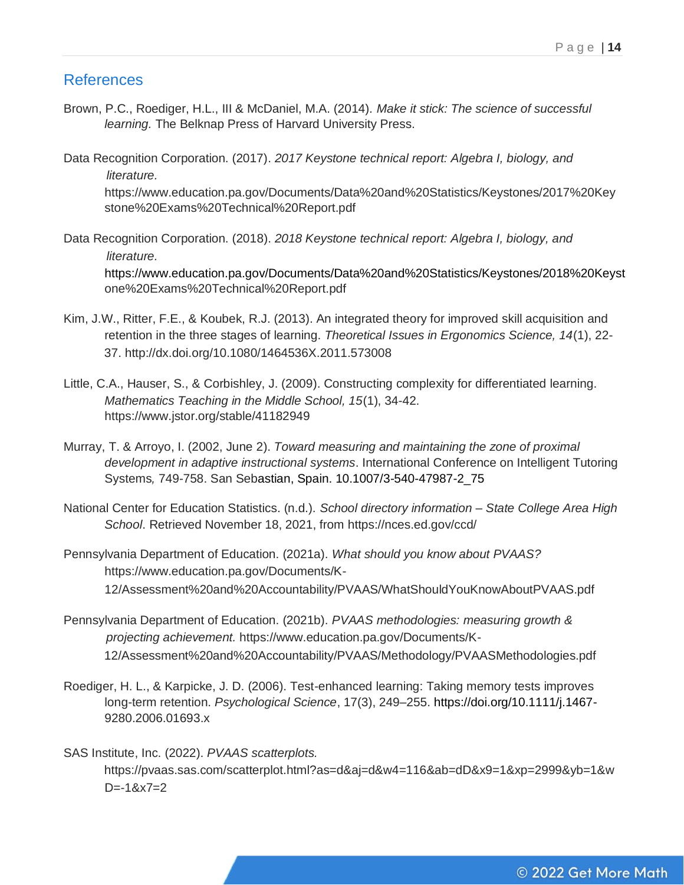## References

Brown, P.C., Roediger, H.L., III & McDaniel, M.A. (2014). *Make it stick: The science of successful learning.* The Belknap Press of Harvard University Press.

Data Recognition Corporation. (2017). *2017 Keystone technical report: Algebra I, biology, and literature.* https://www.education.pa.gov/Documents/Data%20and%20Statistics/Keystones/2017%20Keystone%20Exams%20Technical%20Report.pdf

Data Recognition Corporation. (2018). *2018 Keystone technical report: Algebra I, biology, and literature.* https://www.education.pa.gov/Documents/Data%20and%20Statistics/Keystones/2018%20Keystone%20Exams%20Technical%20Report.pdf

Kim, J.W., Ritter, F.E., & Koubek, R.J. (2013). An integrated theory for improved skill acquisition and retention in the three stages of learning. *Theoretical Issues in Ergonomics Science, 14*(1), 22-37. http://dx.doi.org/10.1080/1464536X.2011.573008

Little, C.A., Hauser, S., & Corbishley, J. (2009). Constructing complexity for differentiated learning. *Mathematics Teaching in the Middle School, 15*(1), 34-42. https://www.jstor.org/stable/41182949

Murray, T. & Arroyo, I. (2002, June 2). *Toward measuring and maintaining the zone of proximal development in adaptive instructional systems*. International Conference on Intelligent Tutoring Systems, 749-758. San Sebastian, Spain. 10.1007/3-540-47987-2_75

National Center for Education Statistics. (n.d.). *School directory information – State College Area High School*. Retrieved November 18, 2021, from https://nces.ed.gov/ccd/

Pennsylvania Department of Education. (2021a). *What should you know about PVAAS?* https://www.education.pa.gov/Documents/K-12/Assessment%20and%20Accountability/PVAAS/WhatShouldYouKnowAboutPVAAS.pdf

Pennsylvania Department of Education. (2021b). *PVAAS methodologies: measuring growth & projecting achievement.* https://www.education.pa.gov/Documents/K-12/Assessment%20and%20Accountability/PVAAS/Methodology/PVAASMethodologies.pdf

Roediger, H. L., & Karpicke, J. D. (2006). Test-enhanced learning: Taking memory tests improves long-term retention. *Psychological Science*, 17(3), 249–255. https://doi.org/10.1111/j.1467-9280.2006.01693.x

SAS Institute, Inc. (2022). *PVAAS scatterplots.* https://pvaas.sas.com/scatterplot.html?as=d&aj=d&w4=116&ab=dD&x9=1&xp=2999&yb=1&wD=-1&x7=2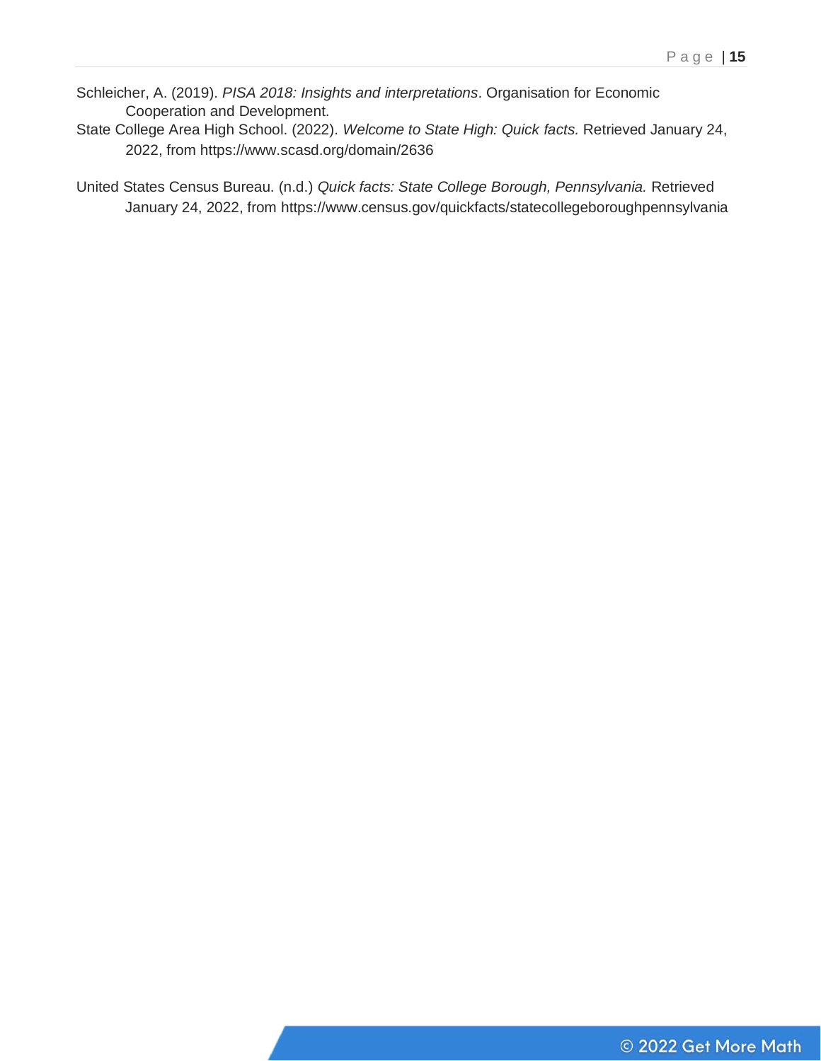Schleicher, A. (2019). *PISA 2018: Insights and interpretations*. Organisation for Economic Cooperation and Development.

State College Area High School. (2022). *Welcome to State High: Quick facts.* Retrieved January 24, 2022, from https://www.scasd.org/domain/2636

United States Census Bureau. (n.d.) *Quick facts: State College Borough, Pennsylvania.* Retrieved January 24, 2022, from https://www.census.gov/quickfacts/statecollegeboroughpennsylvania